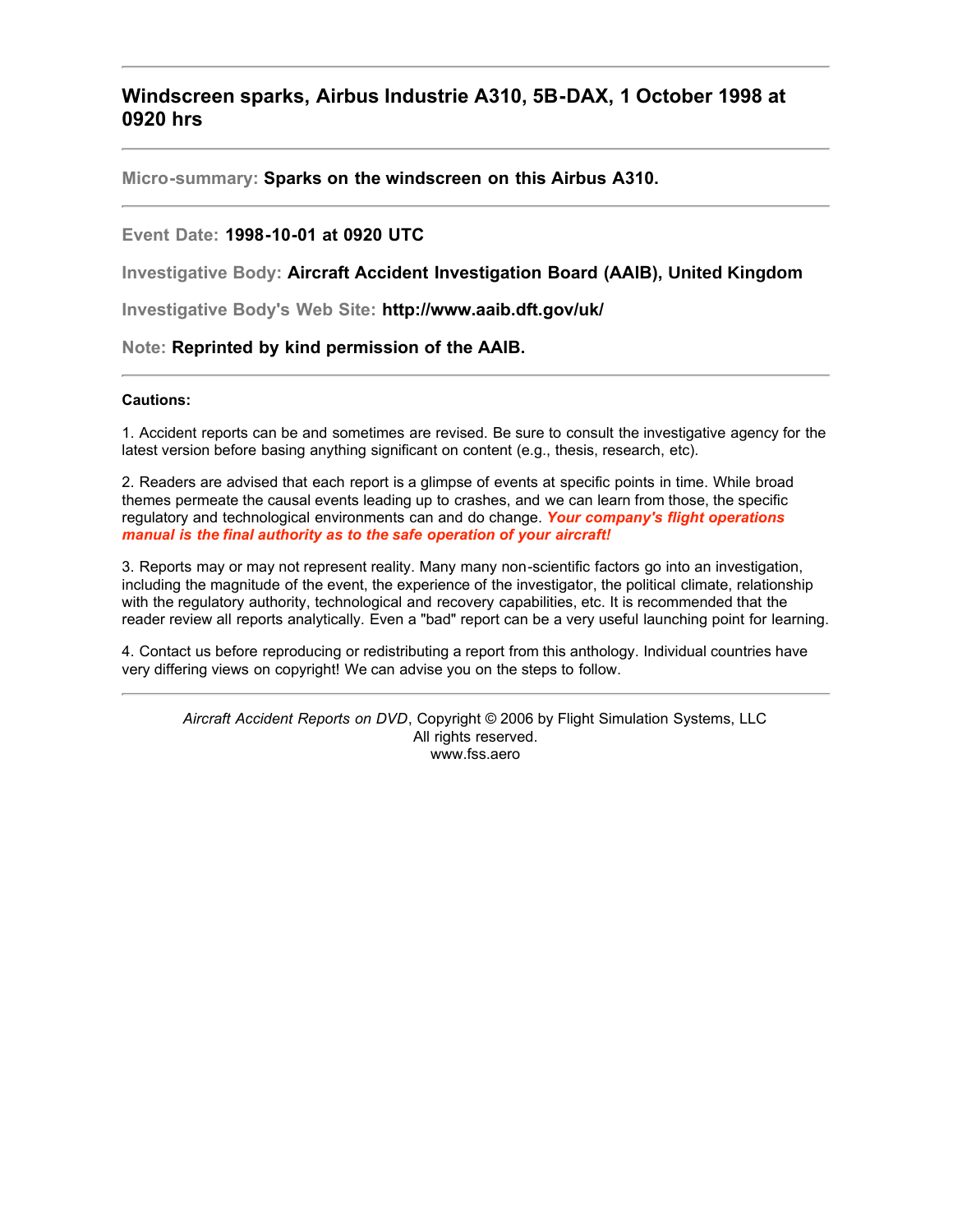## Windscreen sparks, Airbus Industrie A310, 5B-DAX, 1 October 1998 at 0920 hrs

---

**Micro-summary: Sparks on the windscreen on this Airbus A310.**

---

Event Date: **1998-10-01 at 0920 UTC**

Investigative Body: **Aircraft Accident Investigation Board (AAIB), United Kingdom**

Investigative Body's Web Site: **http://www.aaib.dft.gov/uk/**

Note: **Reprinted by kind permission of the AAIB.**

---

**Cautions:**

1. Accident reports can be and sometimes are revised. Be sure to consult the investigative agency for the latest version before basing anything significant on content (e.g., thesis, research, etc).

2. Readers are advised that each report is a glimpse of events at specific points in time. While broad themes permeate the causal events leading up to crashes, and we can learn from those, the specific regulatory and technological environments can and do change. ***Your company's flight operations manual is the final authority as to the safe operation of your aircraft!***

3. Reports may or may not represent reality. Many many non-scientific factors go into an investigation, including the magnitude of the event, the experience of the investigator, the political climate, relationship with the regulatory authority, technological and recovery capabilities, etc. It is recommended that the reader review all reports analytically. Even a "bad" report can be a very useful launching point for learning.

4. Contact us before reproducing or redistributing a report from this anthology. Individual countries have very differing views on copyright! We can advise you on the steps to follow.

---

*Aircraft Accident Reports on DVD*, Copyright © 2006 by Flight Simulation Systems, LLC
All rights reserved.
www.fss.aero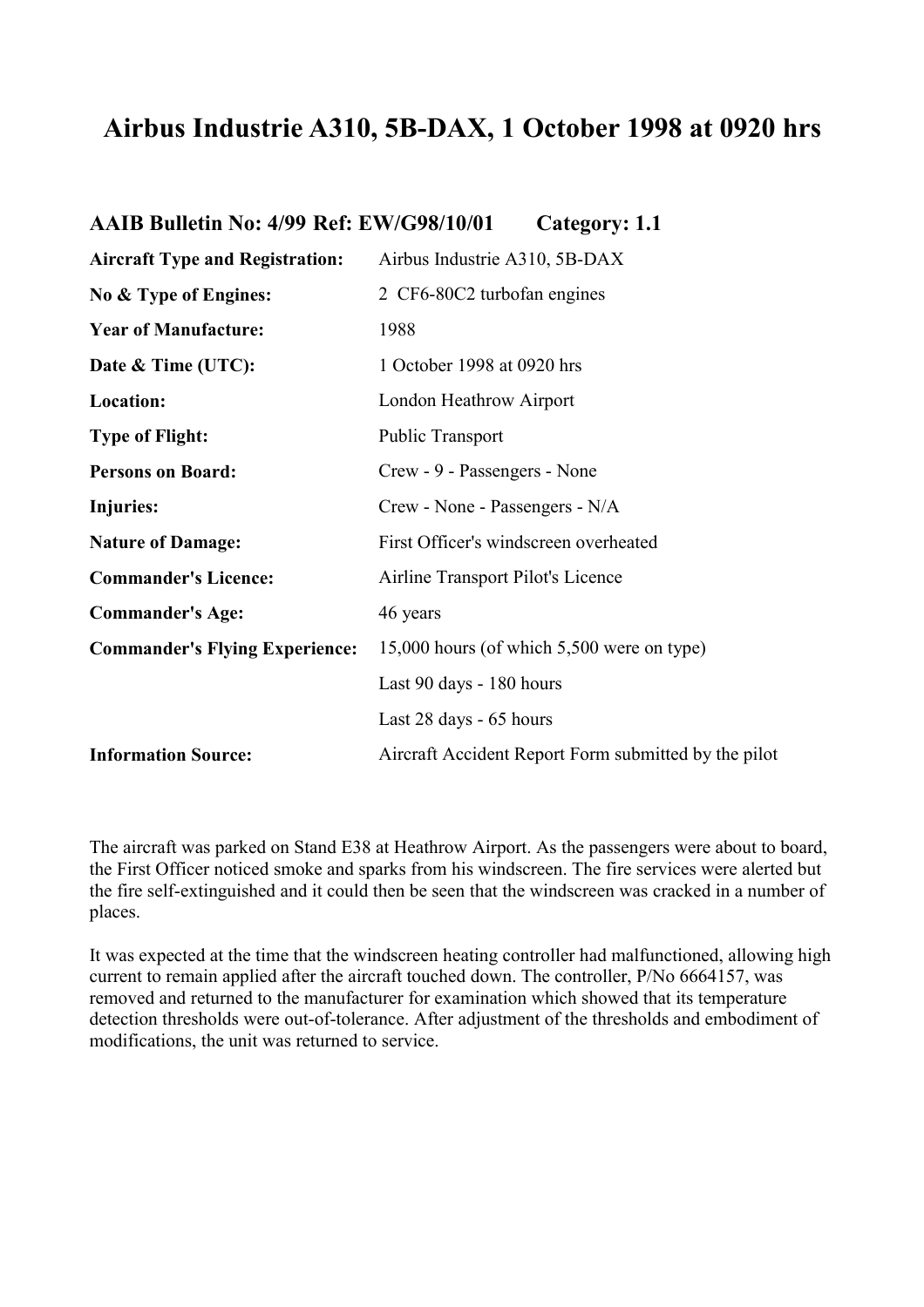# Airbus Industrie A310, 5B-DAX, 1 October 1998 at 0920 hrs

## AAIB Bulletin No: 4/99 Ref: EW/G98/10/01 Category: 1.1

| | |
|---|---|
| **Aircraft Type and Registration:** | Airbus Industrie A310, 5B-DAX |
| **No & Type of Engines:** | 2 CF6-80C2 turbofan engines |
| **Year of Manufacture:** | 1988 |
| **Date & Time (UTC):** | 1 October 1998 at 0920 hrs |
| **Location:** | London Heathrow Airport |
| **Type of Flight:** | Public Transport |
| **Persons on Board:** | Crew - 9 - Passengers - None |
| **Injuries:** | Crew - None - Passengers - N/A |
| **Nature of Damage:** | First Officer's windscreen overheated |
| **Commander's Licence:** | Airline Transport Pilot's Licence |
| **Commander's Age:** | 46 years |
| **Commander's Flying Experience:** | 15,000 hours (of which 5,500 were on type) |
| | Last 90 days - 180 hours |
| | Last 28 days - 65 hours |
| **Information Source:** | Aircraft Accident Report Form submitted by the pilot |

The aircraft was parked on Stand E38 at Heathrow Airport. As the passengers were about to board, the First Officer noticed smoke and sparks from his windscreen. The fire services were alerted but the fire self-extinguished and it could then be seen that the windscreen was cracked in a number of places.

It was expected at the time that the windscreen heating controller had malfunctioned, allowing high current to remain applied after the aircraft touched down. The controller, P/No 6664157, was removed and returned to the manufacturer for examination which showed that its temperature detection thresholds were out-of-tolerance. After adjustment of the thresholds and embodiment of modifications, the unit was returned to service.